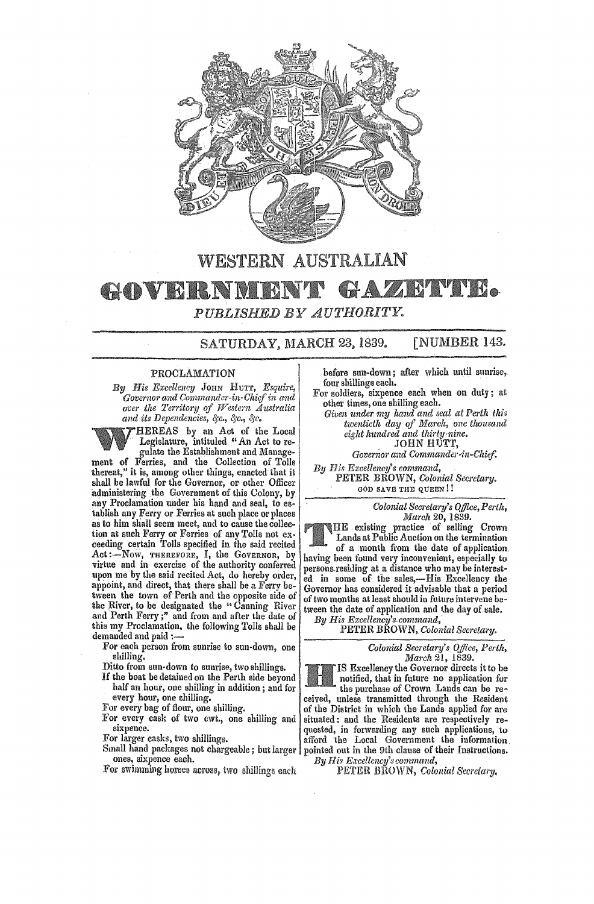# WESTERN AUSTRALIAN

# GOVERNMENT GAZETTE.

*PUBLISHED BY AUTHORITY.*

SATURDAY, MARCH 23, 1839. [NUMBER 143.

## PROCLAMATION

*By His Excellency* JOHN HUTT, *Esquire, Governor and Commander-in-Chief in and over the Territory of Western Australia and its Dependencies, &c., &c., &c.*

WHEREAS by an Act of the Local Legislature, intituled "An Act to regulate the Establishment and Management of Ferries, and the Collection of Tolls thereat," it is, among other things, enacted that it shall be lawful for the Governor, or other Officer administering the Government of this Colony, by any Proclamation under his hand and seal, to establish any Ferry or Ferries at such place or places as to him shall seem meet, and to cause the collection at such Ferry or Ferries of any Tolls not exceeding certain Tolls specified in the said recited Act:—Now, THEREFORE, I, the GOVERNOR, by virtue and in exercise of the authority conferred upon me by the said recited Act, do hereby order, appoint, and direct, that there shall be a Ferry between the town of Perth and the opposite side of the River, to be designated the "Canning River and Perth Ferry;" and from and after the date of this my Proclamation, the following Tolls shall be demanded and paid:—

For each person from sunrise to sun-down, one shilling.

Ditto from sun-down to sunrise, two shillings.

If the boat be detained on the Perth side beyond half an hour, one shilling in addition; and for every hour, one shilling.

For every bag of flour, one shilling.

For every cask of two cwt., one shilling and sixpence.

For larger casks, two shillings.

Small hand packages not chargeable; but larger ones, sixpence each.

For swimming horses across, two shillings each before sun-down; after which until sunrise, four shillings each.

For soldiers, sixpence each when on duty; at other times, one shilling each.

*Given under my hand and seal at Perth this twentieth day of March, one thousand eight hundred and thirty-nine.*

JOHN HUTT,
*Governor and Commander-in-Chief.*

*By His Excellency's command,*
PETER BROWN, *Colonial Secretary.*

GOD SAVE THE QUEEN!!

---

*Colonial Secretary's Office, Perth, March 20, 1839.*

THE existing practice of selling Crown Lands at Public Auction on the termination of a month from the date of application having been found very inconvenient, especially to persons residing at a distance who may be interested in some of the sales,—His Excellency the Governor has considered it advisable that a period of two months at least should in future intervene between the date of application and the day of sale.

*By His Excellency's command,*
PETER BROWN, *Colonial Secretary.*

---

*Colonial Secretary's Office, Perth, March 21, 1839.*

HIS Excellency the Governor directs it to be notified, that in future no application for the purchase of Crown Lands can be received, unless transmitted through the Resident of the District in which the Lands applied for are situated: and the Residents are respectively requested, in forwarding any such applications, to afford the Local Government the information pointed out in the 9th clause of their Instructions.

*By His Excellency's command,*
PETER BROWN, *Colonial Secretary.*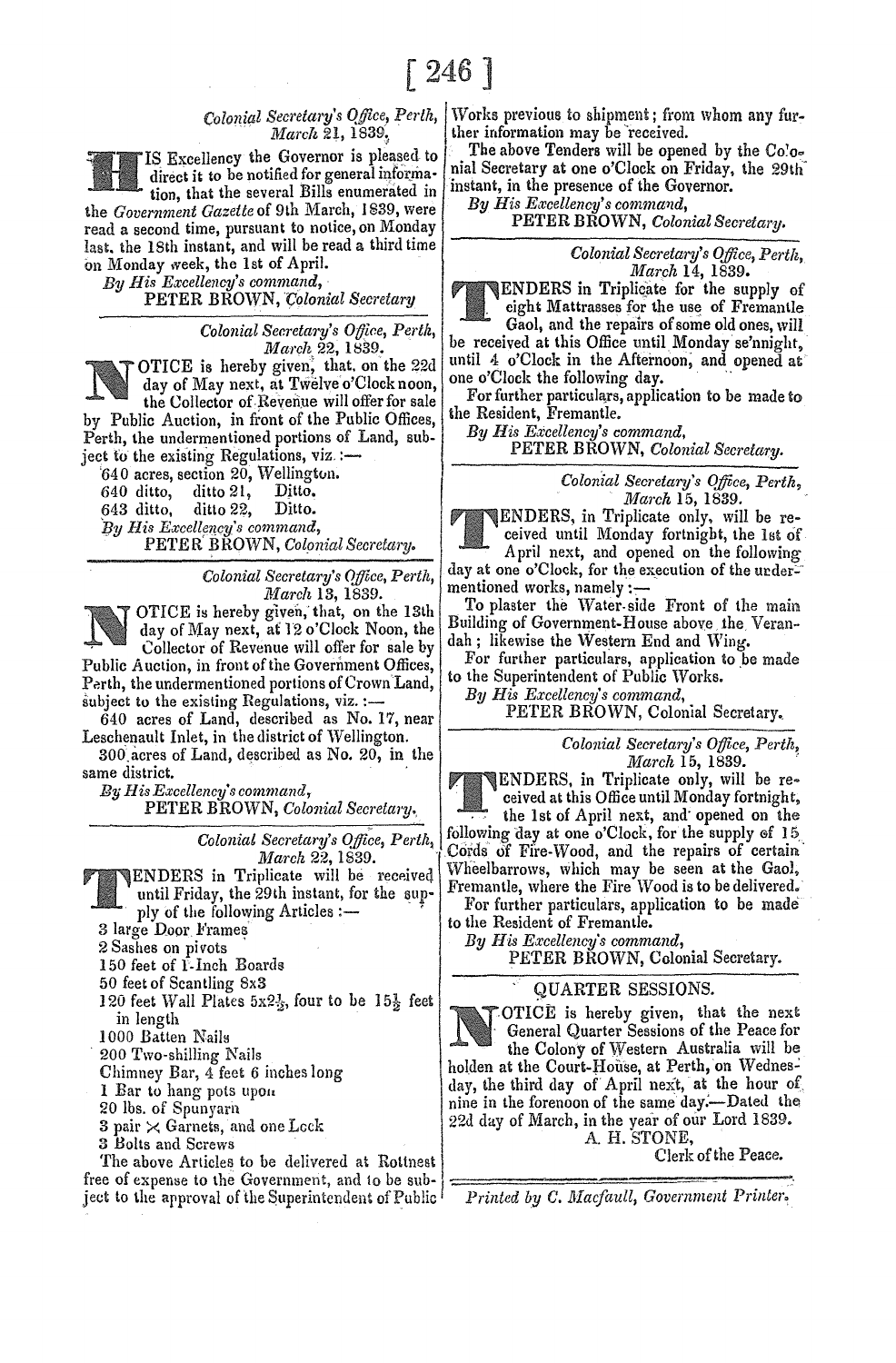*Colonial Secretary's Office, Perth,*
*March* 21, 1839.

HIS Excellency the Governor is pleased to direct it to be notified for general information, that the several Bills enumerated in the *Government Gazette* of 9th March, 1839, were read a second time, pursuant to notice, on Monday last, the 18th instant, and will be read a third time on Monday week, the 1st of April.

*By His Excellency's command,*
PETER BROWN, *Colonial Secretary*

---

*Colonial Secretary's Office, Perth,*
*March* 22, 1839.

NOTICE is hereby given, that, on the 22d day of May next, at Twelve o'Clock noon, the Collector of Revenue will offer for sale by Public Auction, in front of the Public Offices, Perth, the undermentioned portions of Land, subject to the existing Regulations, viz. :—

640 acres, section 20, Wellington.
640 ditto, ditto 21, Ditto.
643 ditto, ditto 22, Ditto.

*By His Excellency's command,*
PETER BROWN, *Colonial Secretary.*

---

*Colonial Secretary's Office, Perth,*
*March* 13, 1839.

NOTICE is hereby given, that, on the 13th day of May next, at 12 o'Clock Noon, the Collector of Revenue will offer for sale by Public Auction, in front of the Government Offices, Perth, the undermentioned portions of Crown Land, subject to the existing Regulations, viz. :—

640 acres of Land, described as No. 17, near Leschenault Inlet, in the district of Wellington.

300 acres of Land, described as No. 20, in the same district.

*By His Excellency's command,*
PETER BROWN, *Colonial Secretary.*

---

*Colonial Secretary's Office, Perth,*
*March* 22, 1839.

TENDERS in Triplicate will be received until Friday, the 29th instant, for the supply of the following Articles :—

3 large Door Frames
2 Sashes on pivots
150 feet of 1-Inch Boards
50 feet of Scantling 8x3
120 feet Wall Plates 5x2½, four to be 15½ feet in length
1000 Batten Nails
200 Two-shilling Nails
Chimney Bar, 4 feet 6 inches long
1 Bar to hang pots upon
20 lbs. of Spunyarn
3 pair ✕ Garnets, and one Lock
3 Bolts and Screws

The above Articles to be delivered at Rottnest free of expense to the Government, and to be subject to the approval of the Superintendent of Public Works previous to shipment; from whom any further information may be received.

The above Tenders will be opened by the Colonial Secretary at one o'Clock on Friday, the 29th instant, in the presence of the Governor.

*By His Excellency's command,*
PETER BROWN, *Colonial Secretary.*

---

*Colonial Secretary's Office, Perth,*
*March* 14, 1839.

TENDERS in Triplicate for the supply of eight Mattrasses for the use of Fremantle Gaol, and the repairs of some old ones, will be received at this Office until Monday se'nnight, until 4 o'Clock in the Afternoon, and opened at one o'Clock the following day.

For further particulars, application to be made to the Resident, Fremantle.

*By His Excellency's command,*
PETER BROWN, *Colonial Secretary.*

---

*Colonial Secretary's Office, Perth,*
*March* 15, 1839.

TENDERS, in Triplicate only, will be received until Monday fortnight, the 1st of April next, and opened on the following day at one o'Clock, for the execution of the undermentioned works, namely :—

To plaster the Water-side Front of the main Building of Government-House above the Verandah; likewise the Western End and Wing.

For further particulars, application to be made to the Superintendent of Public Works.

*By His Excellency's command,*
PETER BROWN, Colonial Secretary.

---

*Colonial Secretary's Office, Perth,*
*March* 15, 1839.

TENDERS, in Triplicate only, will be received at this Office until Monday fortnight, the 1st of April next, and opened on the following day at one o'Clock, for the supply of 15 Cords of Fire-Wood, and the repairs of certain Wheelbarrows, which may be seen at the Gaol, Fremantle, where the Fire Wood is to be delivered.

For further particulars, application to be made to the Resident of Fremantle.

*By His Excellency's command,*
PETER BROWN, Colonial Secretary.

---

## QUARTER SESSIONS.

NOTICE is hereby given, that the next General Quarter Sessions of the Peace for the Colony of Western Australia will be holden at the Court-House, at Perth, on Wednesday, the third day of April next, at the hour of nine in the forenoon of the same day.—Dated the 22d day of March, in the year of our Lord 1839.

A. H. STONE,
Clerk of the Peace.

---

*Printed by C. Macfaull, Government Printer.*